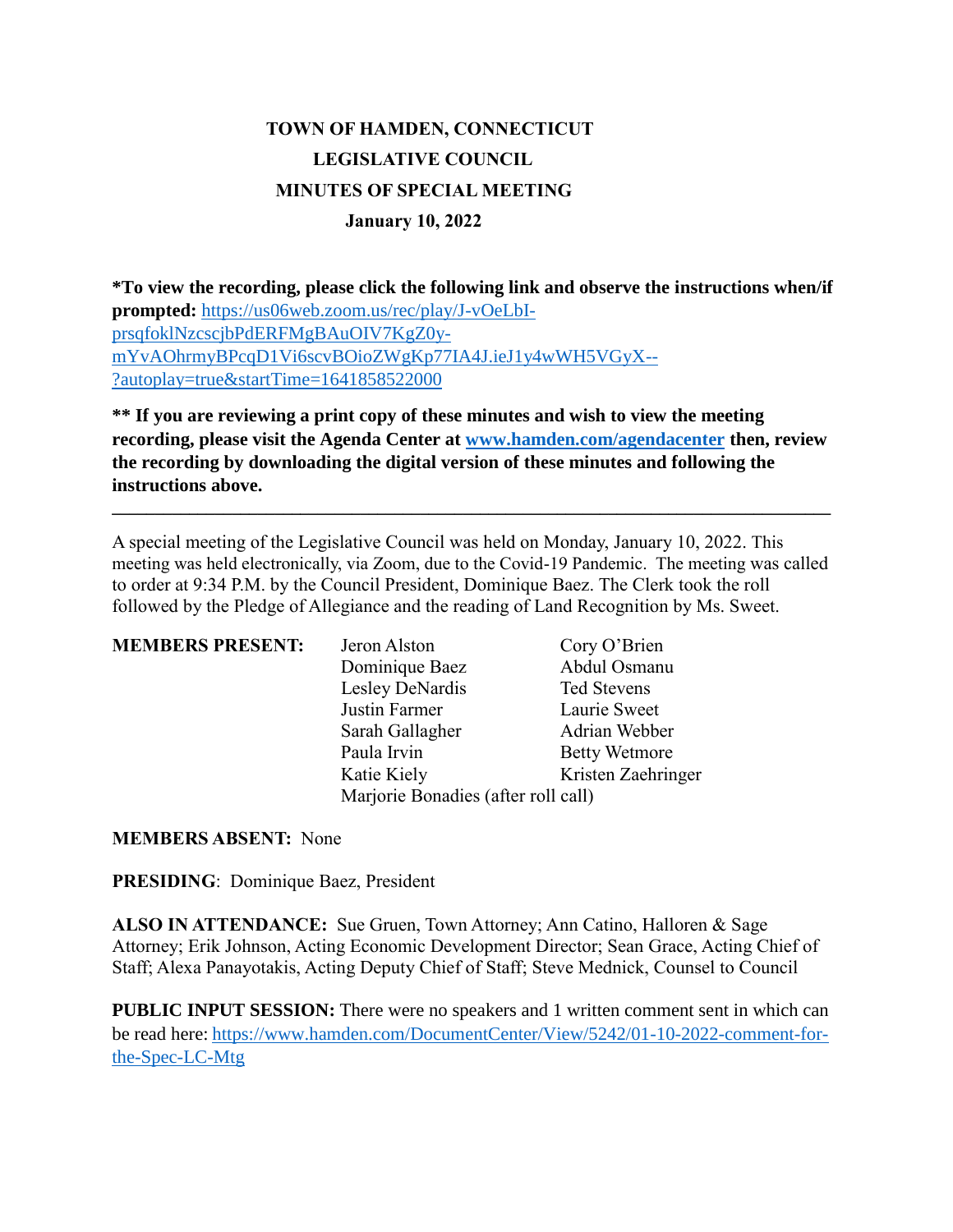# TOWN OF HAMDEN, CONNECTICUT
## LEGISLATIVE COUNCIL
## MINUTES OF SPECIAL MEETING
### January 10, 2022

**\*To view the recording, please click the following link and observe the instructions when/if prompted:** [https://us06web.zoom.us/rec/play/J-vOeLbI-prsqfoklNzcscjbPdERFMgBAuOIV7KgZ0y-mYvAOhrmyBPcqD1Vi6scvBOioZWgKp77IA4J.ieJ1y4wWH5VGyX--?autoplay=true&startTime=1641858522000](https://us06web.zoom.us/rec/play/J-vOeLbI-prsqfoklNzcscjbPdERFMgBAuOIV7KgZ0y-mYvAOhrmyBPcqD1Vi6scvBOioZWgKp77IA4J.ieJ1y4wWH5VGyX--?autoplay=true&startTime=1641858522000)

**\*\* If you are reviewing a print copy of these minutes and wish to view the meeting recording, please visit the Agenda Center at [www.hamden.com/agendacenter](http://www.hamden.com/agendacenter) then, review the recording by downloading the digital version of these minutes and following the instructions above.**

---

A special meeting of the Legislative Council was held on Monday, January 10, 2022. This meeting was held electronically, via Zoom, due to the Covid-19 Pandemic. The meeting was called to order at 9:34 P.M. by the Council President, Dominique Baez. The Clerk took the roll followed by the Pledge of Allegiance and the reading of Land Recognition by Ms. Sweet.

**MEMBERS PRESENT:**

| | |
|---|---|
| Jeron Alston | Cory O'Brien |
| Dominique Baez | Abdul Osmanu |
| Lesley DeNardis | Ted Stevens |
| Justin Farmer | Laurie Sweet |
| Sarah Gallagher | Adrian Webber |
| Paula Irvin | Betty Wetmore |
| Katie Kiely | Kristen Zaehringer |
| Marjorie Bonadies (after roll call) | |

**MEMBERS ABSENT:** None

**PRESIDING**: Dominique Baez, President

**ALSO IN ATTENDANCE:** Sue Gruen, Town Attorney; Ann Catino, Halloren & Sage Attorney; Erik Johnson, Acting Economic Development Director; Sean Grace, Acting Chief of Staff; Alexa Panayotakis, Acting Deputy Chief of Staff; Steve Mednick, Counsel to Council

**PUBLIC INPUT SESSION:** There were no speakers and 1 written comment sent in which can be read here: [https://www.hamden.com/DocumentCenter/View/5242/01-10-2022-comment-for-the-Spec-LC-Mtg](https://www.hamden.com/DocumentCenter/View/5242/01-10-2022-comment-for-the-Spec-LC-Mtg)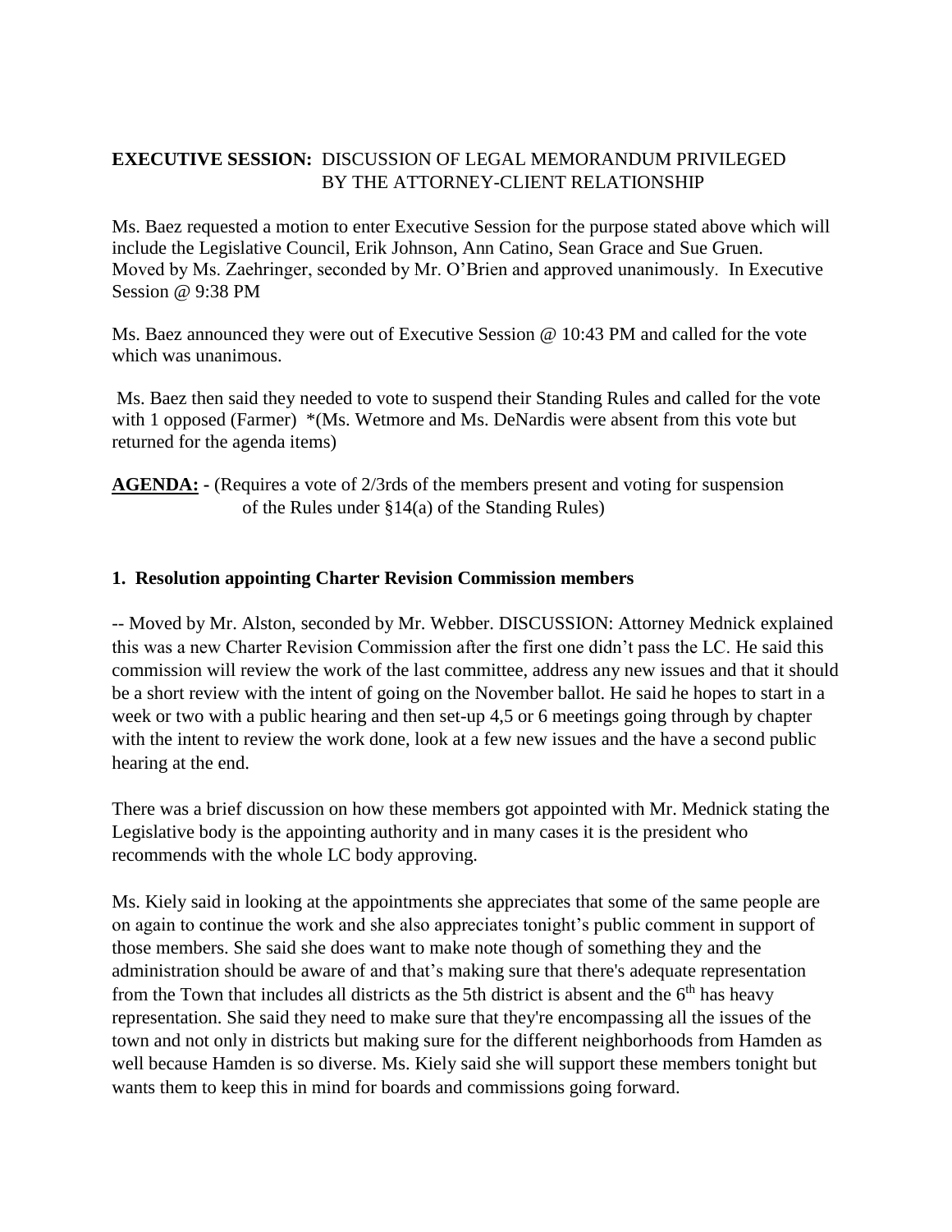**EXECUTIVE SESSION:** DISCUSSION OF LEGAL MEMORANDUM PRIVILEGED BY THE ATTORNEY-CLIENT RELATIONSHIP

Ms. Baez requested a motion to enter Executive Session for the purpose stated above which will include the Legislative Council, Erik Johnson, Ann Catino, Sean Grace and Sue Gruen. Moved by Ms. Zaehringer, seconded by Mr. O'Brien and approved unanimously. In Executive Session @ 9:38 PM

Ms. Baez announced they were out of Executive Session @ 10:43 PM and called for the vote which was unanimous.

Ms. Baez then said they needed to vote to suspend their Standing Rules and called for the vote with 1 opposed (Farmer) *(Ms. Wetmore and Ms. DeNardis were absent from this vote but returned for the agenda items)

**AGENDA: -** (Requires a vote of 2/3rds of the members present and voting for suspension of the Rules under §14(a) of the Standing Rules)

**1. Resolution appointing Charter Revision Commission members**

-- Moved by Mr. Alston, seconded by Mr. Webber. DISCUSSION: Attorney Mednick explained this was a new Charter Revision Commission after the first one didn't pass the LC. He said this commission will review the work of the last committee, address any new issues and that it should be a short review with the intent of going on the November ballot. He said he hopes to start in a week or two with a public hearing and then set-up 4,5 or 6 meetings going through by chapter with the intent to review the work done, look at a few new issues and the have a second public hearing at the end.

There was a brief discussion on how these members got appointed with Mr. Mednick stating the Legislative body is the appointing authority and in many cases it is the president who recommends with the whole LC body approving.

Ms. Kiely said in looking at the appointments she appreciates that some of the same people are on again to continue the work and she also appreciates tonight's public comment in support of those members. She said she does want to make note though of something they and the administration should be aware of and that's making sure that there's adequate representation from the Town that includes all districts as the 5th district is absent and the 6th has heavy representation. She said they need to make sure that they're encompassing all the issues of the town and not only in districts but making sure for the different neighborhoods from Hamden as well because Hamden is so diverse. Ms. Kiely said she will support these members tonight but wants them to keep this in mind for boards and commissions going forward.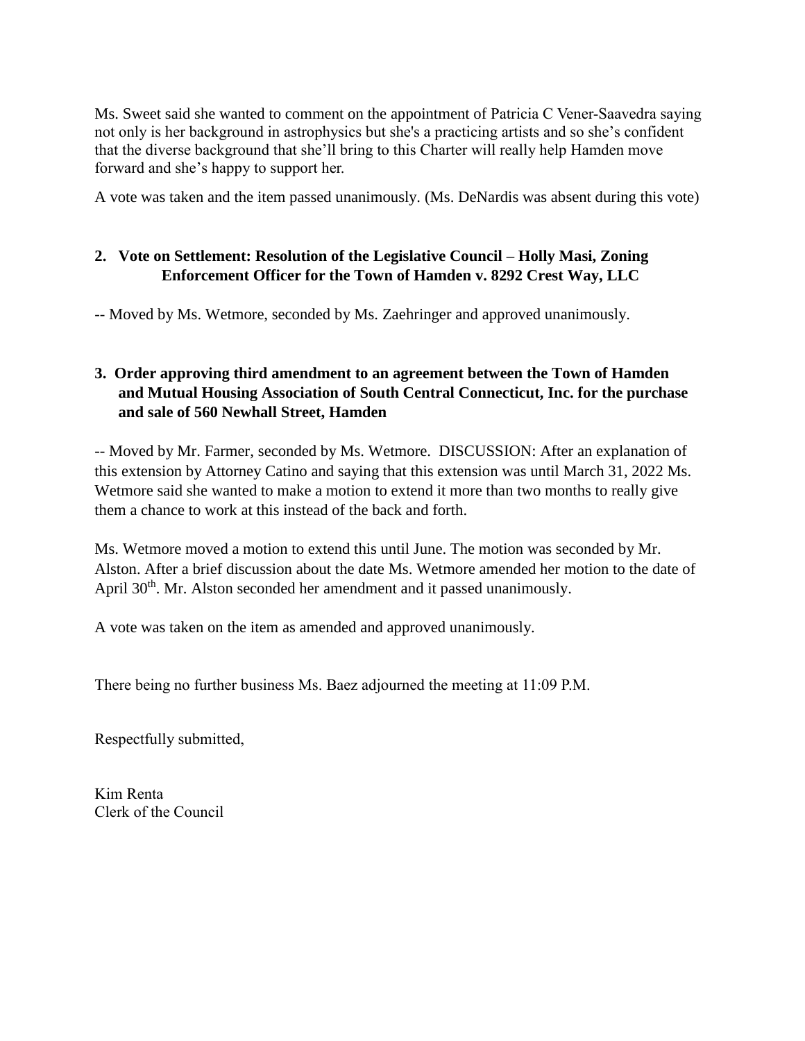Ms. Sweet said she wanted to comment on the appointment of Patricia C Vener-Saavedra saying not only is her background in astrophysics but she's a practicing artists and so she's confident that the diverse background that she'll bring to this Charter will really help Hamden move forward and she's happy to support her.

A vote was taken and the item passed unanimously. (Ms. DeNardis was absent during this vote)

**2. Vote on Settlement: Resolution of the Legislative Council – Holly Masi, Zoning Enforcement Officer for the Town of Hamden v. 8292 Crest Way, LLC**

-- Moved by Ms. Wetmore, seconded by Ms. Zaehringer and approved unanimously.

**3. Order approving third amendment to an agreement between the Town of Hamden and Mutual Housing Association of South Central Connecticut, Inc. for the purchase and sale of 560 Newhall Street, Hamden**

-- Moved by Mr. Farmer, seconded by Ms. Wetmore. DISCUSSION: After an explanation of this extension by Attorney Catino and saying that this extension was until March 31, 2022 Ms. Wetmore said she wanted to make a motion to extend it more than two months to really give them a chance to work at this instead of the back and forth.

Ms. Wetmore moved a motion to extend this until June. The motion was seconded by Mr. Alston. After a brief discussion about the date Ms. Wetmore amended her motion to the date of April 30th. Mr. Alston seconded her amendment and it passed unanimously.

A vote was taken on the item as amended and approved unanimously.

There being no further business Ms. Baez adjourned the meeting at 11:09 P.M.

Respectfully submitted,

Kim Renta
Clerk of the Council